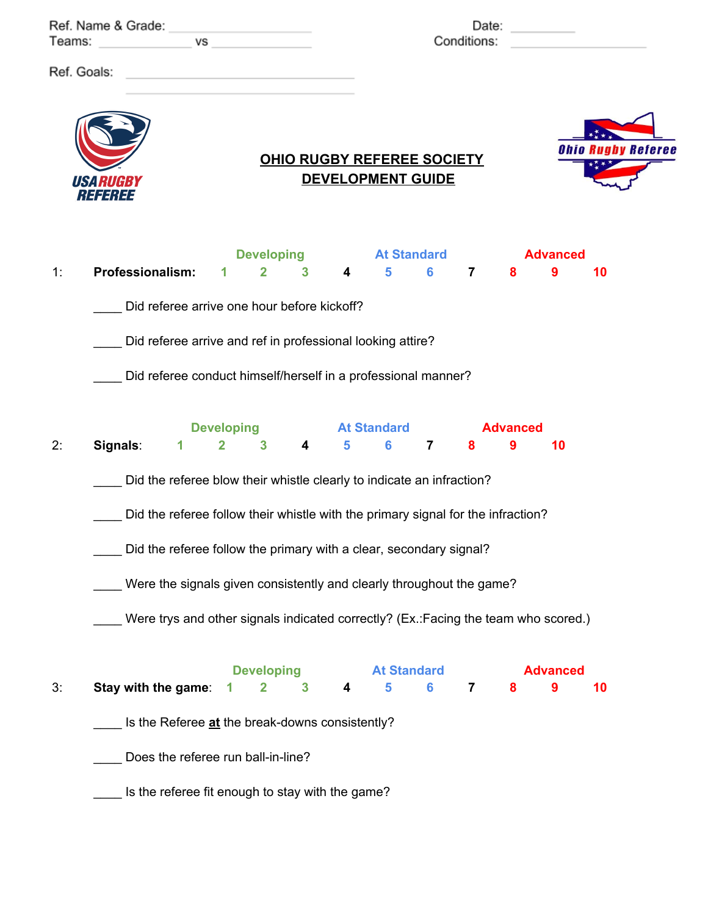Ref. Name & Grade: ____________________
Teams: ______________ vs ______________

Date: __________
Conditions: ____________________

Ref. Goals: ______________________________
______________________________

# OHIO RUGBY REFEREE SOCIETY DEVELOPMENT GUIDE

| | | Developing | | | | At Standard | | | Advanced | | |
|---|---|---|---|---|---|---|---|---|---|---|---|
| 1: | **Professionalism:** | 1 | 2 | 3 | 4 | 5 | 6 | 7 | 8 | 9 | 10 |

____ Did referee arrive one hour before kickoff?

____ Did referee arrive and ref in professional looking attire?

____ Did referee conduct himself/herself in a professional manner?

| | | Developing | | | | At Standard | | | Advanced | | |
|---|---|---|---|---|---|---|---|---|---|---|---|
| 2: | **Signals**: | 1 | 2 | 3 | 4 | 5 | 6 | 7 | 8 | 9 | 10 |

____ Did the referee blow their whistle clearly to indicate an infraction?

____ Did the referee follow their whistle with the primary signal for the infraction?

____ Did the referee follow the primary with a clear, secondary signal?

____ Were the signals given consistently and clearly throughout the game?

____ Were trys and other signals indicated correctly? (Ex.:Facing the team who scored.)

| | | Developing | | | | At Standard | | | Advanced | | |
|---|---|---|---|---|---|---|---|---|---|---|---|
| 3: | **Stay with the game**: | 1 | 2 | 3 | 4 | 5 | 6 | 7 | 8 | 9 | 10 |

____ Is the Referee **at** the break-downs consistently?

____ Does the referee run ball-in-line?

____ Is the referee fit enough to stay with the game?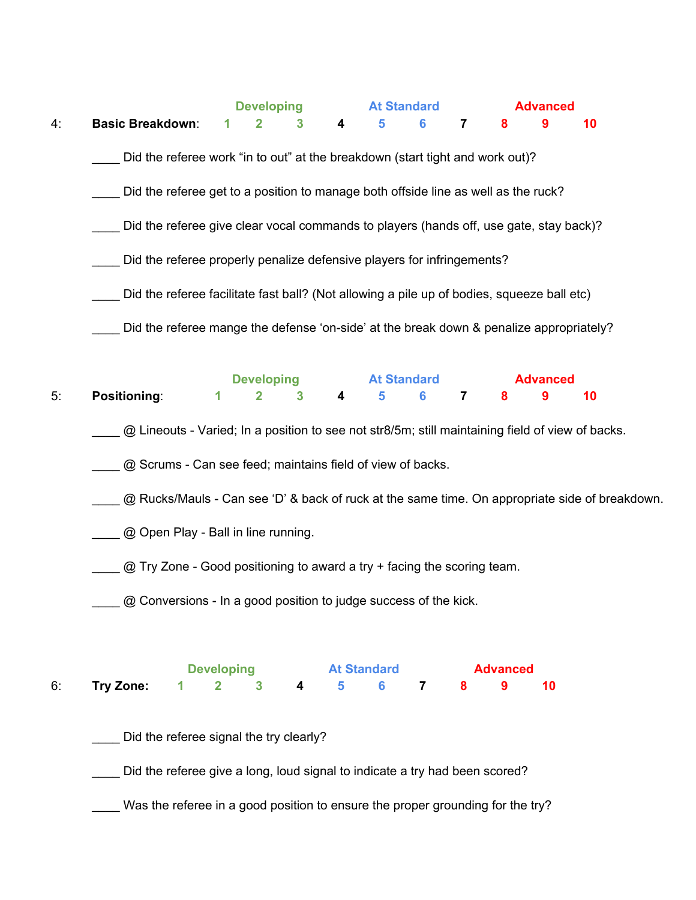| | | Developing | | | | At Standard | | | Advanced | | |
|---|---|---|---|---|---|---|---|---|---|---|---|
| 4: | **Basic Breakdown**: | 1 | 2 | 3 | 4 | 5 | 6 | 7 | 8 | 9 | 10 |

____ Did the referee work “in to out” at the breakdown (start tight and work out)?

____ Did the referee get to a position to manage both offside line as well as the ruck?

____ Did the referee give clear vocal commands to players (hands off, use gate, stay back)?

____ Did the referee properly penalize defensive players for infringements?

____ Did the referee facilitate fast ball? (Not allowing a pile up of bodies, squeeze ball etc)

____ Did the referee mange the defense ‘on-side’ at the break down & penalize appropriately?

| | | Developing | | | | At Standard | | | Advanced | | |
|---|---|---|---|---|---|---|---|---|---|---|---|
| 5: | **Positioning**: | 1 | 2 | 3 | 4 | 5 | 6 | 7 | 8 | 9 | 10 |

____ @ Lineouts - Varied; In a position to see not str8/5m; still maintaining field of view of backs.

____ @ Scrums - Can see feed; maintains field of view of backs.

____ @ Rucks/Mauls - Can see ‘D’ & back of ruck at the same time. On appropriate side of breakdown.

____ @ Open Play - Ball in line running.

____ @ Try Zone - Good positioning to award a try + facing the scoring team.

____ @ Conversions - In a good position to judge success of the kick.

| | | Developing | | | | At Standard | | | Advanced | | |
|---|---|---|---|---|---|---|---|---|---|---|---|
| 6: | **Try Zone:** | 1 | 2 | 3 | 4 | 5 | 6 | 7 | 8 | 9 | 10 |

____ Did the referee signal the try clearly?

____ Did the referee give a long, loud signal to indicate a try had been scored?

____ Was the referee in a good position to ensure the proper grounding for the try?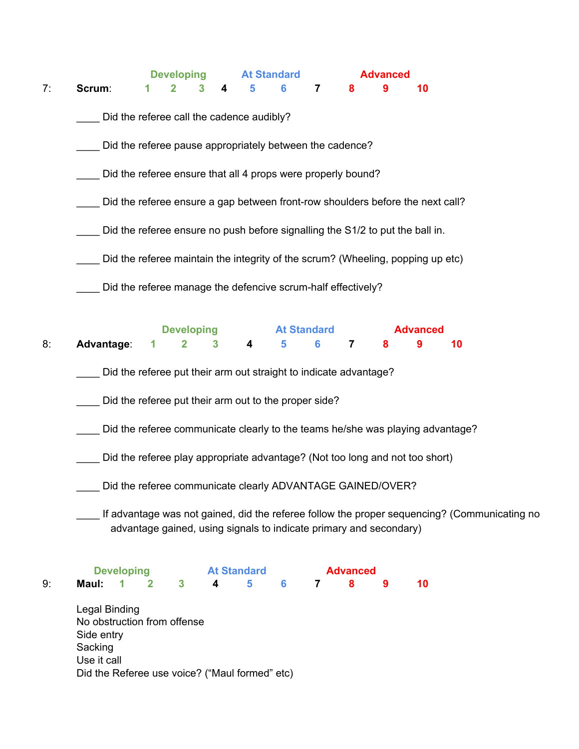**7: Scrum:**

| | Developing | | | | At Standard | | | Advanced | | |
|---|---|---|---|---|---|---|---|---|---|---|
| Scrum: | 1 | 2 | 3 | 4 | 5 | 6 | 7 | 8 | 9 | 10 |

____ Did the referee call the cadence audibly?

____ Did the referee pause appropriately between the cadence?

____ Did the referee ensure that all 4 props were properly bound?

____ Did the referee ensure a gap between front-row shoulders before the next call?

____ Did the referee ensure no push before signalling the S1/2 to put the ball in.

____ Did the referee maintain the integrity of the scrum? (Wheeling, popping up etc)

____ Did the referee manage the defencive scrum-half effectively?

**8: Advantage:**

| | Developing | | | | At Standard | | | Advanced | | |
|---|---|---|---|---|---|---|---|---|---|---|
| Advantage: | 1 | 2 | 3 | 4 | 5 | 6 | 7 | 8 | 9 | 10 |

____ Did the referee put their arm out straight to indicate advantage?

____ Did the referee put their arm out to the proper side?

____ Did the referee communicate clearly to the teams he/she was playing advantage?

____ Did the referee play appropriate advantage? (Not too long and not too short)

____ Did the referee communicate clearly ADVANTAGE GAINED/OVER?

____ If advantage was not gained, did the referee follow the proper sequencing? (Communicating no advantage gained, using signals to indicate primary and secondary)

**9: Maul:**

| | Developing | | | | At Standard | | | Advanced | | |
|---|---|---|---|---|---|---|---|---|---|---|
| Maul: | 1 | 2 | 3 | 4 | 5 | 6 | 7 | 8 | 9 | 10 |

Legal Binding
No obstruction from offense
Side entry
Sacking
Use it call
Did the Referee use voice? ("Maul formed" etc)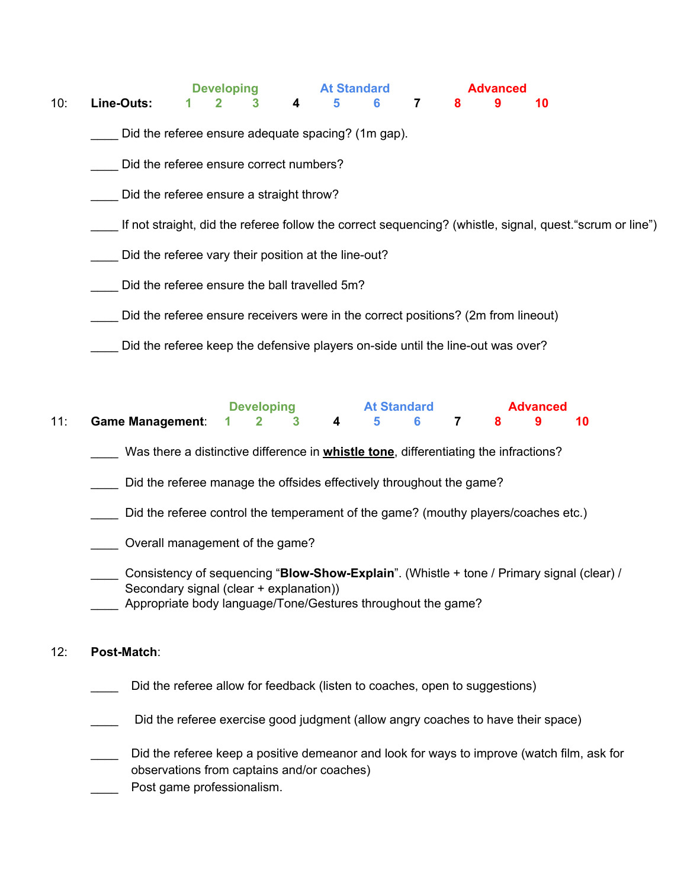**10: Line-Outs:**

| | Developing | | | | At Standard | | | Advanced | | |
|---|---|---|---|---|---|---|---|---|---|---|
| **Line-Outs:** | 1 | 2 | 3 | 4 | 5 | 6 | 7 | 8 | 9 | 10 |

____ Did the referee ensure adequate spacing? (1m gap).

____ Did the referee ensure correct numbers?

____ Did the referee ensure a straight throw?

____ If not straight, did the referee follow the correct sequencing? (whistle, signal, quest.“scrum or line”)

____ Did the referee vary their position at the line-out?

____ Did the referee ensure the ball travelled 5m?

____ Did the referee ensure receivers were in the correct positions? (2m from lineout)

____ Did the referee keep the defensive players on-side until the line-out was over?

**11: Game Management:**

| | Developing | | | | At Standard | | | Advanced | | |
|---|---|---|---|---|---|---|---|---|---|---|
| **Game Management:** | 1 | 2 | 3 | 4 | 5 | 6 | 7 | 8 | 9 | 10 |

____ Was there a distinctive difference in **whistle tone**, differentiating the infractions?

____ Did the referee manage the offsides effectively throughout the game?

____ Did the referee control the temperament of the game? (mouthy players/coaches etc.)

____ Overall management of the game?

____ Consistency of sequencing “**Blow-Show-Explain**”. (Whistle + tone / Primary signal (clear) / Secondary signal (clear + explanation))

____ Appropriate body language/Tone/Gestures throughout the game?

**12: Post-Match:**

____ Did the referee allow for feedback (listen to coaches, open to suggestions)

____ Did the referee exercise good judgment (allow angry coaches to have their space)

____ Did the referee keep a positive demeanor and look for ways to improve (watch film, ask for observations from captains and/or coaches)

____ Post game professionalism.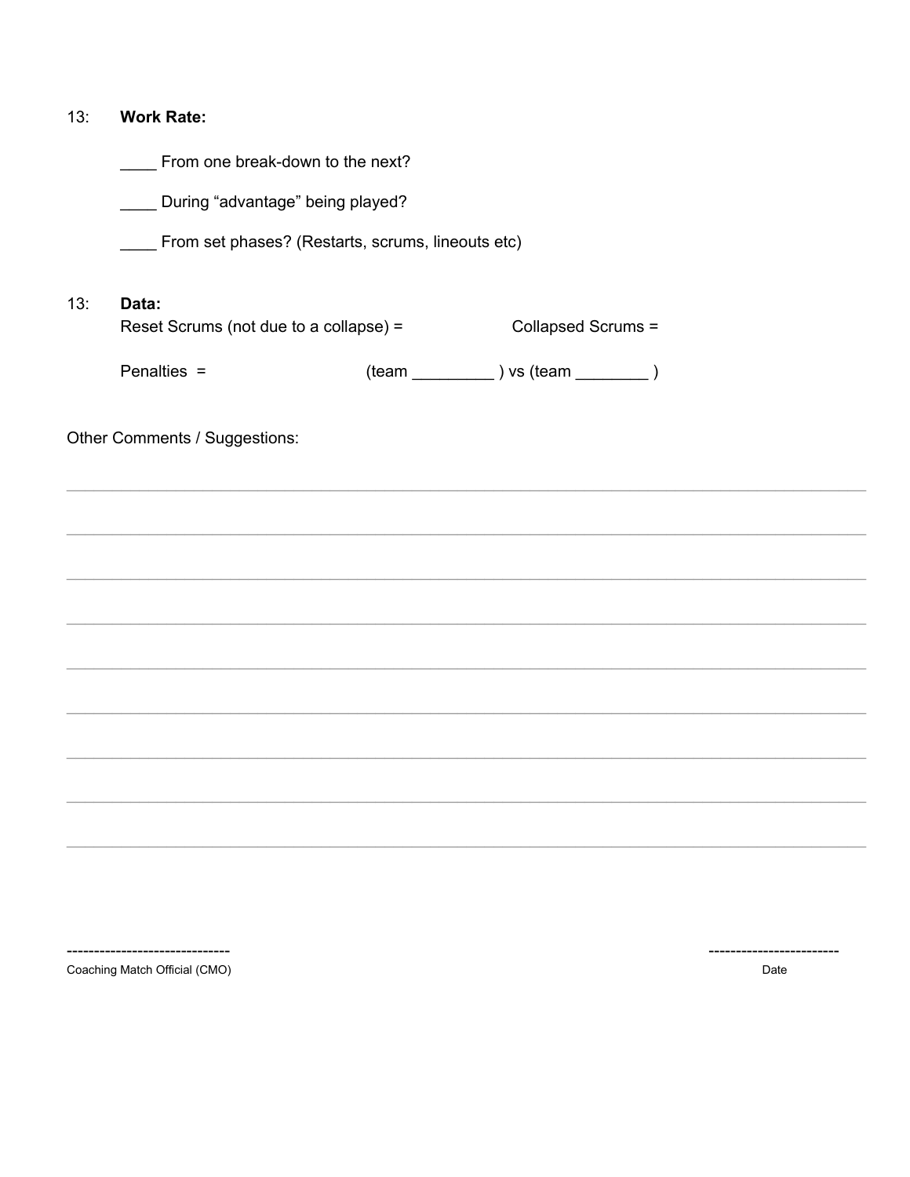13: **Work Rate:**

____ From one break-down to the next?

____ During "advantage" being played?

____ From set phases? (Restarts, scrums, lineouts etc)

13: **Data:**

Reset Scrums (not due to a collapse) = Collapsed Scrums =

Penalties = (team _________ ) vs (team ________ )

Other Comments / Suggestions:

---

---

---

---

---

---

---

---

---

-----------------------------
Coaching Match Official (CMO)

-----------------------
Date